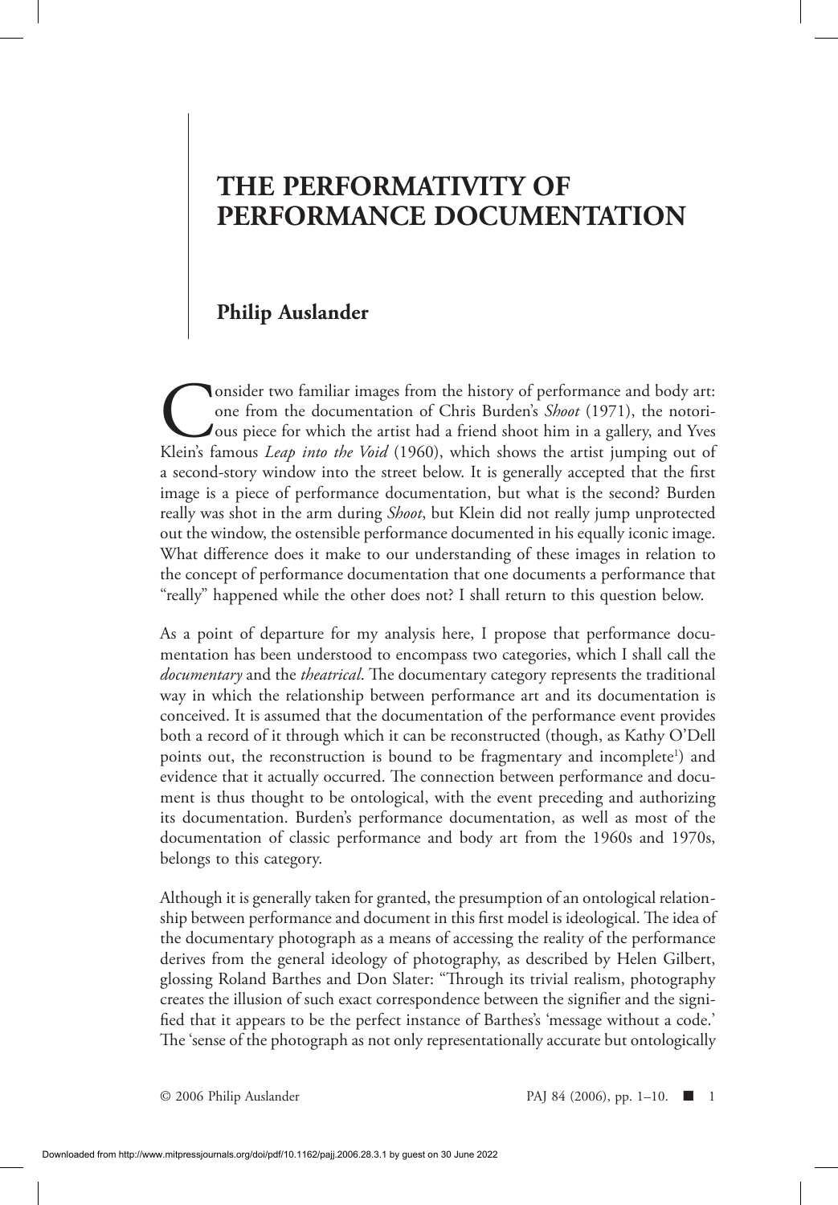# THE PERFORMATIVITY OF PERFORMANCE DOCUMENTATION

## Philip Auslander

Consider two familiar images from the history of performance and body art: one from the documentation of Chris Burden's *Shoot* (1971), the notorious piece for which the artist had a friend shoot him in a gallery, and Yves Klein's famous *Leap into the Void* (1960), which shows the artist jumping out of a second-story window into the street below. It is generally accepted that the first image is a piece of performance documentation, but what is the second? Burden really was shot in the arm during *Shoot*, but Klein did not really jump unprotected out the window, the ostensible performance documented in his equally iconic image. What difference does it make to our understanding of these images in relation to the concept of performance documentation that one documents a performance that "really" happened while the other does not? I shall return to this question below.

As a point of departure for my analysis here, I propose that performance documentation has been understood to encompass two categories, which I shall call the *documentary* and the *theatrical*. The documentary category represents the traditional way in which the relationship between performance art and its documentation is conceived. It is assumed that the documentation of the performance event provides both a record of it through which it can be reconstructed (though, as Kathy O'Dell points out, the reconstruction is bound to be fragmentary and incomplete[1]) and evidence that it actually occurred. The connection between performance and document is thus thought to be ontological, with the event preceding and authorizing its documentation. Burden's performance documentation, as well as most of the documentation of classic performance and body art from the 1960s and 1970s, belongs to this category.

Although it is generally taken for granted, the presumption of an ontological relationship between performance and document in this first model is ideological. The idea of the documentary photograph as a means of accessing the reality of the performance derives from the general ideology of photography, as described by Helen Gilbert, glossing Roland Barthes and Don Slater: "Through its trivial realism, photography creates the illusion of such exact correspondence between the signifier and the signified that it appears to be the perfect instance of Barthes's 'message without a code.' The 'sense of the photograph as not only representationally accurate but ontologically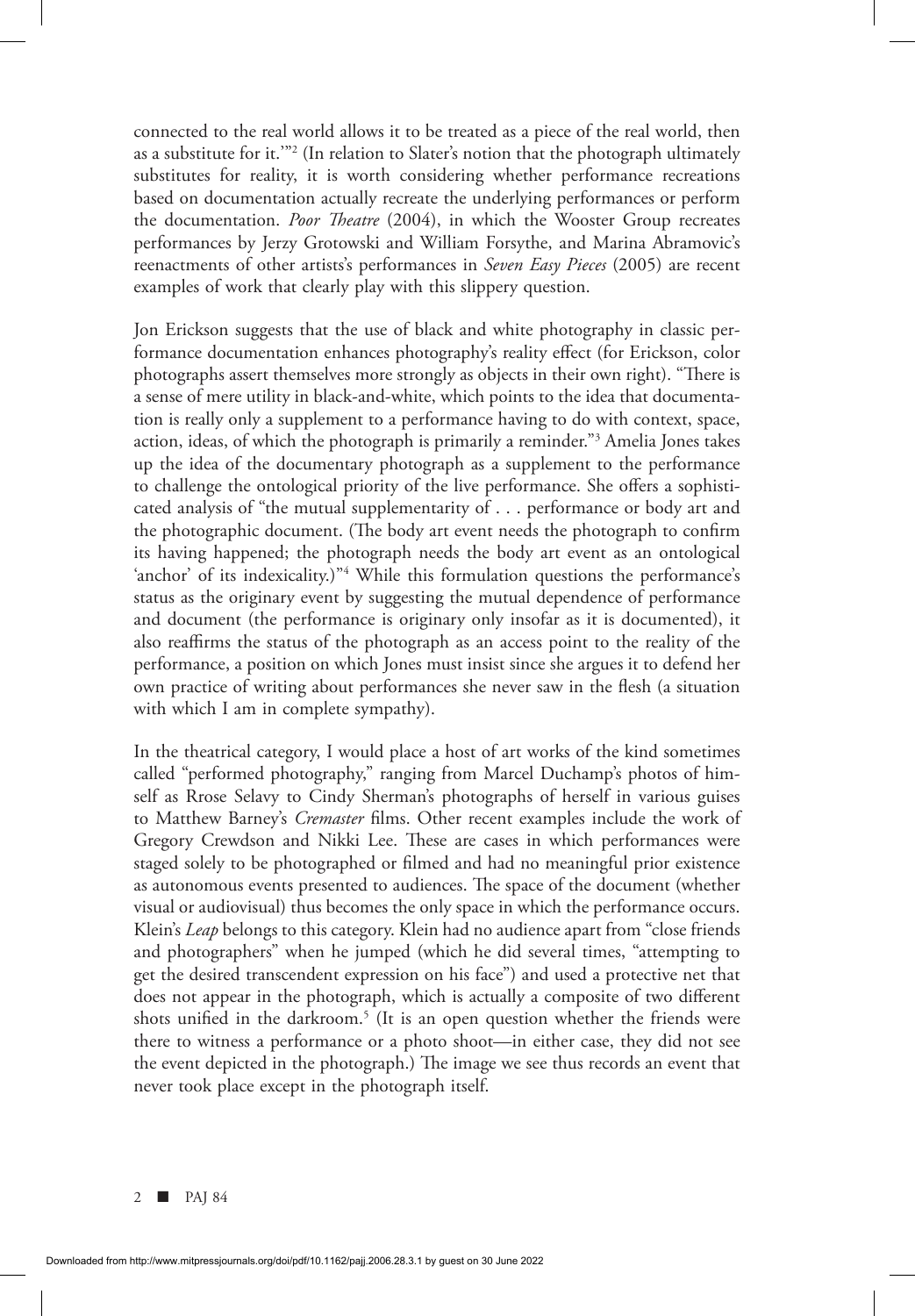connected to the real world allows it to be treated as a piece of the real world, then as a substitute for it.'"[2] (In relation to Slater's notion that the photograph ultimately substitutes for reality, it is worth considering whether performance recreations based on documentation actually recreate the underlying performances or perform the documentation. *Poor Theatre* (2004), in which the Wooster Group recreates performances by Jerzy Grotowski and William Forsythe, and Marina Abramovic's reenactments of other artists's performances in *Seven Easy Pieces* (2005) are recent examples of work that clearly play with this slippery question.

Jon Erickson suggests that the use of black and white photography in classic performance documentation enhances photography's reality effect (for Erickson, color photographs assert themselves more strongly as objects in their own right). "There is a sense of mere utility in black-and-white, which points to the idea that documentation is really only a supplement to a performance having to do with context, space, action, ideas, of which the photograph is primarily a reminder."[3] Amelia Jones takes up the idea of the documentary photograph as a supplement to the performance to challenge the ontological priority of the live performance. She offers a sophisticated analysis of "the mutual supplementarity of . . . performance or body art and the photographic document. (The body art event needs the photograph to confirm its having happened; the photograph needs the body art event as an ontological 'anchor' of its indexicality.)"[4] While this formulation questions the performance's status as the originary event by suggesting the mutual dependence of performance and document (the performance is originary only insofar as it is documented), it also reaffirms the status of the photograph as an access point to the reality of the performance, a position on which Jones must insist since she argues it to defend her own practice of writing about performances she never saw in the flesh (a situation with which I am in complete sympathy).

In the theatrical category, I would place a host of art works of the kind sometimes called "performed photography," ranging from Marcel Duchamp's photos of himself as Rrose Selavy to Cindy Sherman's photographs of herself in various guises to Matthew Barney's *Cremaster* films. Other recent examples include the work of Gregory Crewdson and Nikki Lee. These are cases in which performances were staged solely to be photographed or filmed and had no meaningful prior existence as autonomous events presented to audiences. The space of the document (whether visual or audiovisual) thus becomes the only space in which the performance occurs. Klein's *Leap* belongs to this category. Klein had no audience apart from "close friends and photographers" when he jumped (which he did several times, "attempting to get the desired transcendent expression on his face") and used a protective net that does not appear in the photograph, which is actually a composite of two different shots unified in the darkroom.[5] (It is an open question whether the friends were there to witness a performance or a photo shoot—in either case, they did not see the event depicted in the photograph.) The image we see thus records an event that never took place except in the photograph itself.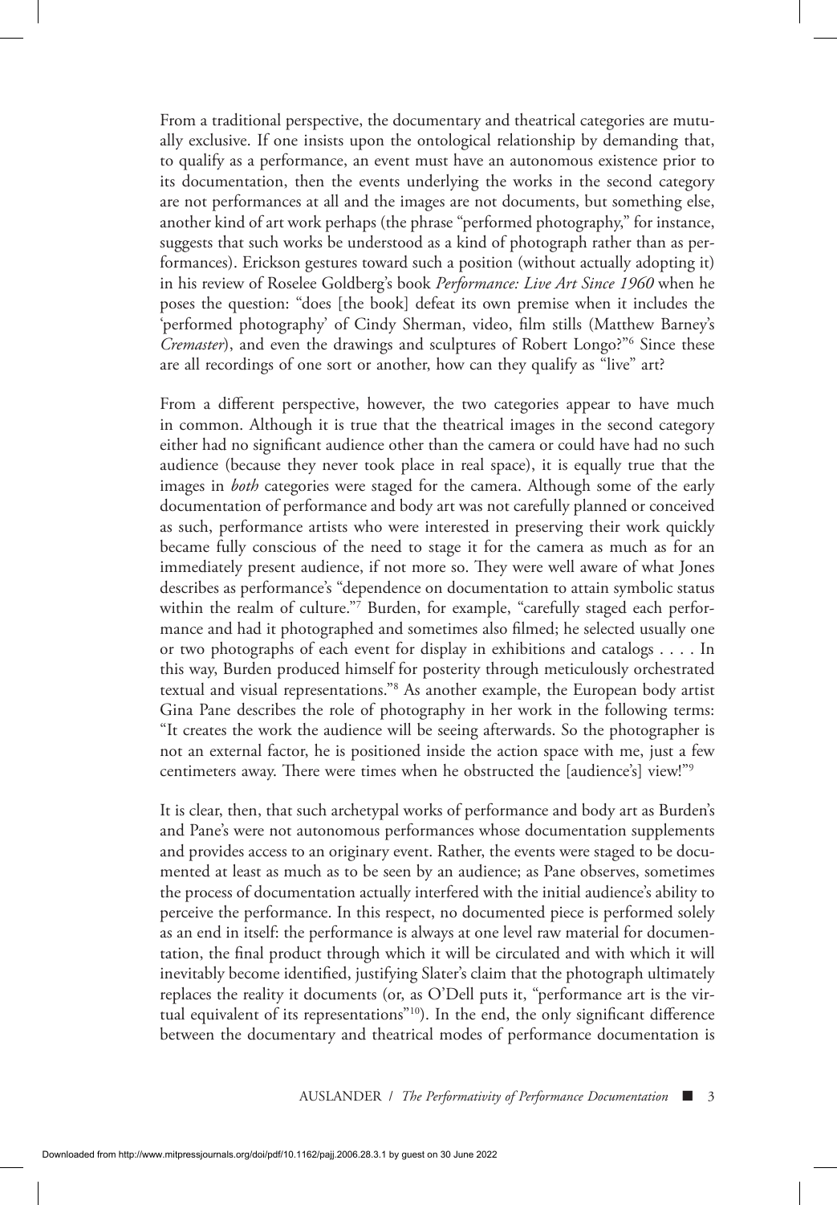From a traditional perspective, the documentary and theatrical categories are mutually exclusive. If one insists upon the ontological relationship by demanding that, to qualify as a performance, an event must have an autonomous existence prior to its documentation, then the events underlying the works in the second category are not performances at all and the images are not documents, but something else, another kind of art work perhaps (the phrase "performed photography," for instance, suggests that such works be understood as a kind of photograph rather than as performances). Erickson gestures toward such a position (without actually adopting it) in his review of Roselee Goldberg's book *Performance: Live Art Since 1960* when he poses the question: "does [the book] defeat its own premise when it includes the 'performed photography' of Cindy Sherman, video, film stills (Matthew Barney's *Cremaster*), and even the drawings and sculptures of Robert Longo?"[6] Since these are all recordings of one sort or another, how can they qualify as "live" art?

From a different perspective, however, the two categories appear to have much in common. Although it is true that the theatrical images in the second category either had no significant audience other than the camera or could have had no such audience (because they never took place in real space), it is equally true that the images in *both* categories were staged for the camera. Although some of the early documentation of performance and body art was not carefully planned or conceived as such, performance artists who were interested in preserving their work quickly became fully conscious of the need to stage it for the camera as much as for an immediately present audience, if not more so. They were well aware of what Jones describes as performance's "dependence on documentation to attain symbolic status within the realm of culture."[7] Burden, for example, "carefully staged each performance and had it photographed and sometimes also filmed; he selected usually one or two photographs of each event for display in exhibitions and catalogs . . . . In this way, Burden produced himself for posterity through meticulously orchestrated textual and visual representations."[8] As another example, the European body artist Gina Pane describes the role of photography in her work in the following terms: "It creates the work the audience will be seeing afterwards. So the photographer is not an external factor, he is positioned inside the action space with me, just a few centimeters away. There were times when he obstructed the [audience's] view!"[9]

It is clear, then, that such archetypal works of performance and body art as Burden's and Pane's were not autonomous performances whose documentation supplements and provides access to an originary event. Rather, the events were staged to be documented at least as much as to be seen by an audience; as Pane observes, sometimes the process of documentation actually interfered with the initial audience's ability to perceive the performance. In this respect, no documented piece is performed solely as an end in itself: the performance is always at one level raw material for documentation, the final product through which it will be circulated and with which it will inevitably become identified, justifying Slater's claim that the photograph ultimately replaces the reality it documents (or, as O'Dell puts it, "performance art is the virtual equivalent of its representations"[10]). In the end, the only significant difference between the documentary and theatrical modes of performance documentation is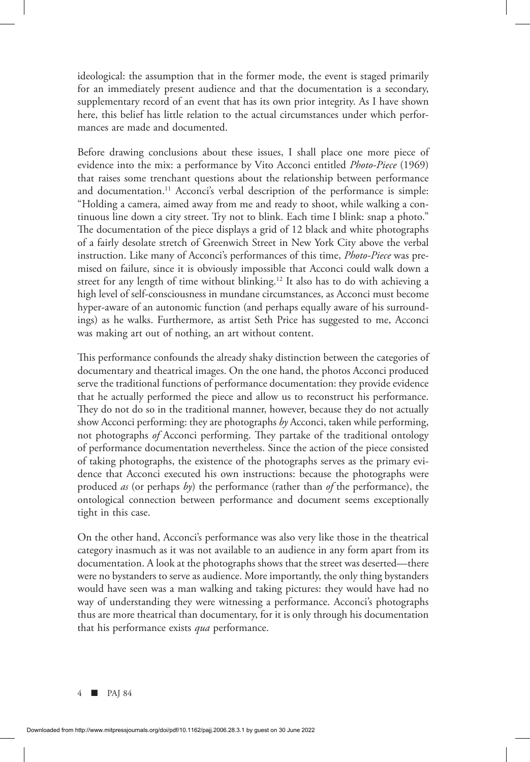ideological: the assumption that in the former mode, the event is staged primarily for an immediately present audience and that the documentation is a secondary, supplementary record of an event that has its own prior integrity. As I have shown here, this belief has little relation to the actual circumstances under which performances are made and documented.

Before drawing conclusions about these issues, I shall place one more piece of evidence into the mix: a performance by Vito Acconci entitled *Photo-Piece* (1969) that raises some trenchant questions about the relationship between performance and documentation.[11] Acconci's verbal description of the performance is simple: "Holding a camera, aimed away from me and ready to shoot, while walking a continuous line down a city street. Try not to blink. Each time I blink: snap a photo." The documentation of the piece displays a grid of 12 black and white photographs of a fairly desolate stretch of Greenwich Street in New York City above the verbal instruction. Like many of Acconci's performances of this time, *Photo-Piece* was premised on failure, since it is obviously impossible that Acconci could walk down a street for any length of time without blinking.[12] It also has to do with achieving a high level of self-consciousness in mundane circumstances, as Acconci must become hyper-aware of an autonomic function (and perhaps equally aware of his surroundings) as he walks. Furthermore, as artist Seth Price has suggested to me, Acconci was making art out of nothing, an art without content.

This performance confounds the already shaky distinction between the categories of documentary and theatrical images. On the one hand, the photos Acconci produced serve the traditional functions of performance documentation: they provide evidence that he actually performed the piece and allow us to reconstruct his performance. They do not do so in the traditional manner, however, because they do not actually show Acconci performing: they are photographs *by* Acconci, taken while performing, not photographs *of* Acconci performing. They partake of the traditional ontology of performance documentation nevertheless. Since the action of the piece consisted of taking photographs, the existence of the photographs serves as the primary evidence that Acconci executed his own instructions: because the photographs were produced *as* (or perhaps *by*) the performance (rather than *of* the performance), the ontological connection between performance and document seems exceptionally tight in this case.

On the other hand, Acconci's performance was also very like those in the theatrical category inasmuch as it was not available to an audience in any form apart from its documentation. A look at the photographs shows that the street was deserted—there were no bystanders to serve as audience. More importantly, the only thing bystanders would have seen was a man walking and taking pictures: they would have had no way of understanding they were witnessing a performance. Acconci's photographs thus are more theatrical than documentary, for it is only through his documentation that his performance exists *qua* performance.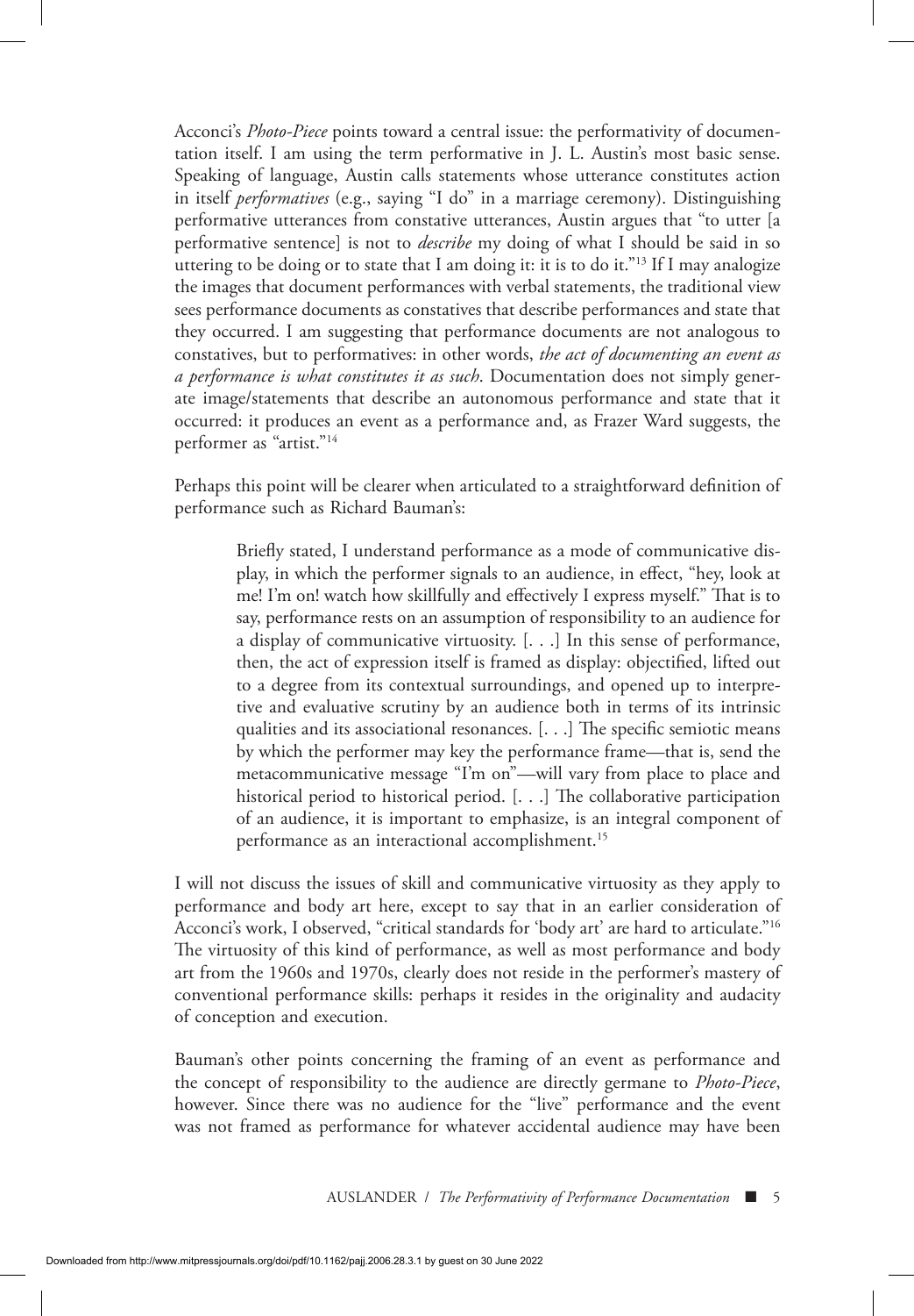Acconci's *Photo-Piece* points toward a central issue: the performativity of documentation itself. I am using the term performative in J. L. Austin's most basic sense. Speaking of language, Austin calls statements whose utterance constitutes action in itself *performatives* (e.g., saying "I do" in a marriage ceremony). Distinguishing performative utterances from constative utterances, Austin argues that "to utter [a performative sentence] is not to *describe* my doing of what I should be said in so uttering to be doing or to state that I am doing it: it is to do it."[13] If I may analogize the images that document performances with verbal statements, the traditional view sees performance documents as constatives that describe performances and state that they occurred. I am suggesting that performance documents are not analogous to constatives, but to performatives: in other words, *the act of documenting an event as a performance is what constitutes it as such*. Documentation does not simply generate image/statements that describe an autonomous performance and state that it occurred: it produces an event as a performance and, as Frazer Ward suggests, the performer as "artist."[14]

Perhaps this point will be clearer when articulated to a straightforward definition of performance such as Richard Bauman's:

> Briefly stated, I understand performance as a mode of communicative display, in which the performer signals to an audience, in effect, "hey, look at me! I'm on! watch how skillfully and effectively I express myself." That is to say, performance rests on an assumption of responsibility to an audience for a display of communicative virtuosity. [. . .] In this sense of performance, then, the act of expression itself is framed as display: objectified, lifted out to a degree from its contextual surroundings, and opened up to interpretive and evaluative scrutiny by an audience both in terms of its intrinsic qualities and its associational resonances. [. . .] The specific semiotic means by which the performer may key the performance frame—that is, send the metacommunicative message "I'm on"—will vary from place to place and historical period to historical period. [. . .] The collaborative participation of an audience, it is important to emphasize, is an integral component of performance as an interactional accomplishment.[15]

I will not discuss the issues of skill and communicative virtuosity as they apply to performance and body art here, except to say that in an earlier consideration of Acconci's work, I observed, "critical standards for 'body art' are hard to articulate."[16] The virtuosity of this kind of performance, as well as most performance and body art from the 1960s and 1970s, clearly does not reside in the performer's mastery of conventional performance skills: perhaps it resides in the originality and audacity of conception and execution.

Bauman's other points concerning the framing of an event as performance and the concept of responsibility to the audience are directly germane to *Photo-Piece*, however. Since there was no audience for the "live" performance and the event was not framed as performance for whatever accidental audience may have been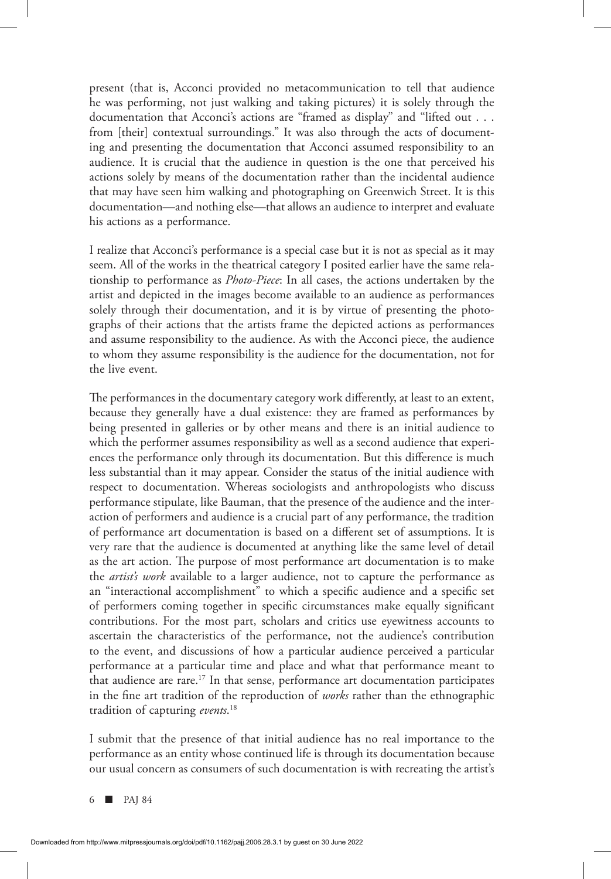present (that is, Acconci provided no metacommunication to tell that audience he was performing, not just walking and taking pictures) it is solely through the documentation that Acconci's actions are "framed as display" and "lifted out . . . from [their] contextual surroundings." It was also through the acts of documenting and presenting the documentation that Acconci assumed responsibility to an audience. It is crucial that the audience in question is the one that perceived his actions solely by means of the documentation rather than the incidental audience that may have seen him walking and photographing on Greenwich Street. It is this documentation—and nothing else—that allows an audience to interpret and evaluate his actions as a performance.

I realize that Acconci's performance is a special case but it is not as special as it may seem. All of the works in the theatrical category I posited earlier have the same relationship to performance as *Photo-Piece*: In all cases, the actions undertaken by the artist and depicted in the images become available to an audience as performances solely through their documentation, and it is by virtue of presenting the photographs of their actions that the artists frame the depicted actions as performances and assume responsibility to the audience. As with the Acconci piece, the audience to whom they assume responsibility is the audience for the documentation, not for the live event.

The performances in the documentary category work differently, at least to an extent, because they generally have a dual existence: they are framed as performances by being presented in galleries or by other means and there is an initial audience to which the performer assumes responsibility as well as a second audience that experiences the performance only through its documentation. But this difference is much less substantial than it may appear. Consider the status of the initial audience with respect to documentation. Whereas sociologists and anthropologists who discuss performance stipulate, like Bauman, that the presence of the audience and the interaction of performers and audience is a crucial part of any performance, the tradition of performance art documentation is based on a different set of assumptions. It is very rare that the audience is documented at anything like the same level of detail as the art action. The purpose of most performance art documentation is to make the *artist's work* available to a larger audience, not to capture the performance as an "interactional accomplishment" to which a specific audience and a specific set of performers coming together in specific circumstances make equally significant contributions. For the most part, scholars and critics use eyewitness accounts to ascertain the characteristics of the performance, not the audience's contribution to the event, and discussions of how a particular audience perceived a particular performance at a particular time and place and what that performance meant to that audience are rare.[17] In that sense, performance art documentation participates in the fine art tradition of the reproduction of *works* rather than the ethnographic tradition of capturing *events*.[18]

I submit that the presence of that initial audience has no real importance to the performance as an entity whose continued life is through its documentation because our usual concern as consumers of such documentation is with recreating the artist's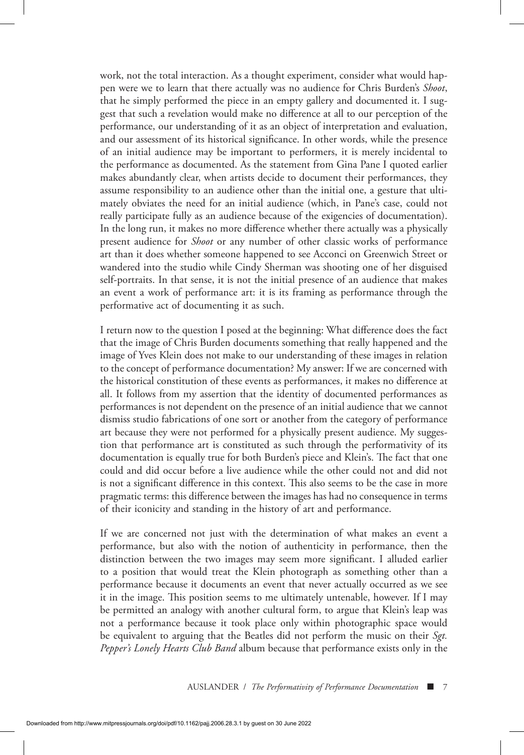work, not the total interaction. As a thought experiment, consider what would happen were we to learn that there actually was no audience for Chris Burden's *Shoot*, that he simply performed the piece in an empty gallery and documented it. I suggest that such a revelation would make no difference at all to our perception of the performance, our understanding of it as an object of interpretation and evaluation, and our assessment of its historical significance. In other words, while the presence of an initial audience may be important to performers, it is merely incidental to the performance as documented. As the statement from Gina Pane I quoted earlier makes abundantly clear, when artists decide to document their performances, they assume responsibility to an audience other than the initial one, a gesture that ultimately obviates the need for an initial audience (which, in Pane's case, could not really participate fully as an audience because of the exigencies of documentation). In the long run, it makes no more difference whether there actually was a physically present audience for *Shoot* or any number of other classic works of performance art than it does whether someone happened to see Acconci on Greenwich Street or wandered into the studio while Cindy Sherman was shooting one of her disguised self-portraits. In that sense, it is not the initial presence of an audience that makes an event a work of performance art: it is its framing as performance through the performative act of documenting it as such.

I return now to the question I posed at the beginning: What difference does the fact that the image of Chris Burden documents something that really happened and the image of Yves Klein does not make to our understanding of these images in relation to the concept of performance documentation? My answer: If we are concerned with the historical constitution of these events as performances, it makes no difference at all. It follows from my assertion that the identity of documented performances as performances is not dependent on the presence of an initial audience that we cannot dismiss studio fabrications of one sort or another from the category of performance art because they were not performed for a physically present audience. My suggestion that performance art is constituted as such through the performativity of its documentation is equally true for both Burden's piece and Klein's. The fact that one could and did occur before a live audience while the other could not and did not is not a significant difference in this context. This also seems to be the case in more pragmatic terms: this difference between the images has had no consequence in terms of their iconicity and standing in the history of art and performance.

If we are concerned not just with the determination of what makes an event a performance, but also with the notion of authenticity in performance, then the distinction between the two images may seem more significant. I alluded earlier to a position that would treat the Klein photograph as something other than a performance because it documents an event that never actually occurred as we see it in the image. This position seems to me ultimately untenable, however. If I may be permitted an analogy with another cultural form, to argue that Klein's leap was not a performance because it took place only within photographic space would be equivalent to arguing that the Beatles did not perform the music on their *Sgt. Pepper's Lonely Hearts Club Band* album because that performance exists only in the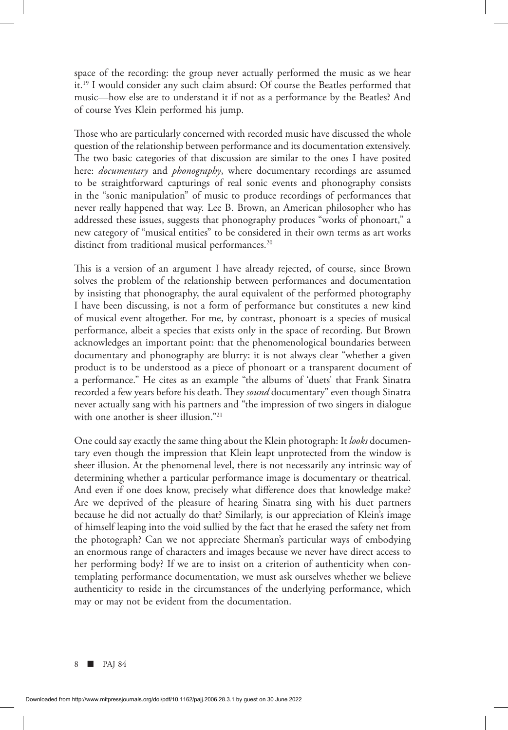space of the recording: the group never actually performed the music as we hear it.[19] I would consider any such claim absurd: Of course the Beatles performed that music—how else are to understand it if not as a performance by the Beatles? And of course Yves Klein performed his jump.

Those who are particularly concerned with recorded music have discussed the whole question of the relationship between performance and its documentation extensively. The two basic categories of that discussion are similar to the ones I have posited here: *documentary* and *phonography*, where documentary recordings are assumed to be straightforward capturings of real sonic events and phonography consists in the "sonic manipulation" of music to produce recordings of performances that never really happened that way. Lee B. Brown, an American philosopher who has addressed these issues, suggests that phonography produces "works of phonoart," a new category of "musical entities" to be considered in their own terms as art works distinct from traditional musical performances.[20]

This is a version of an argument I have already rejected, of course, since Brown solves the problem of the relationship between performances and documentation by insisting that phonography, the aural equivalent of the performed photography I have been discussing, is not a form of performance but constitutes a new kind of musical event altogether. For me, by contrast, phonoart is a species of musical performance, albeit a species that exists only in the space of recording. But Brown acknowledges an important point: that the phenomenological boundaries between documentary and phonography are blurry: it is not always clear "whether a given product is to be understood as a piece of phonoart or a transparent document of a performance." He cites as an example "the albums of 'duets' that Frank Sinatra recorded a few years before his death. They *sound* documentary" even though Sinatra never actually sang with his partners and "the impression of two singers in dialogue with one another is sheer illusion."[21]

One could say exactly the same thing about the Klein photograph: It *looks* documentary even though the impression that Klein leapt unprotected from the window is sheer illusion. At the phenomenal level, there is not necessarily any intrinsic way of determining whether a particular performance image is documentary or theatrical. And even if one does know, precisely what difference does that knowledge make? Are we deprived of the pleasure of hearing Sinatra sing with his duet partners because he did not actually do that? Similarly, is our appreciation of Klein's image of himself leaping into the void sullied by the fact that he erased the safety net from the photograph? Can we not appreciate Sherman's particular ways of embodying an enormous range of characters and images because we never have direct access to her performing body? If we are to insist on a criterion of authenticity when contemplating performance documentation, we must ask ourselves whether we believe authenticity to reside in the circumstances of the underlying performance, which may or may not be evident from the documentation.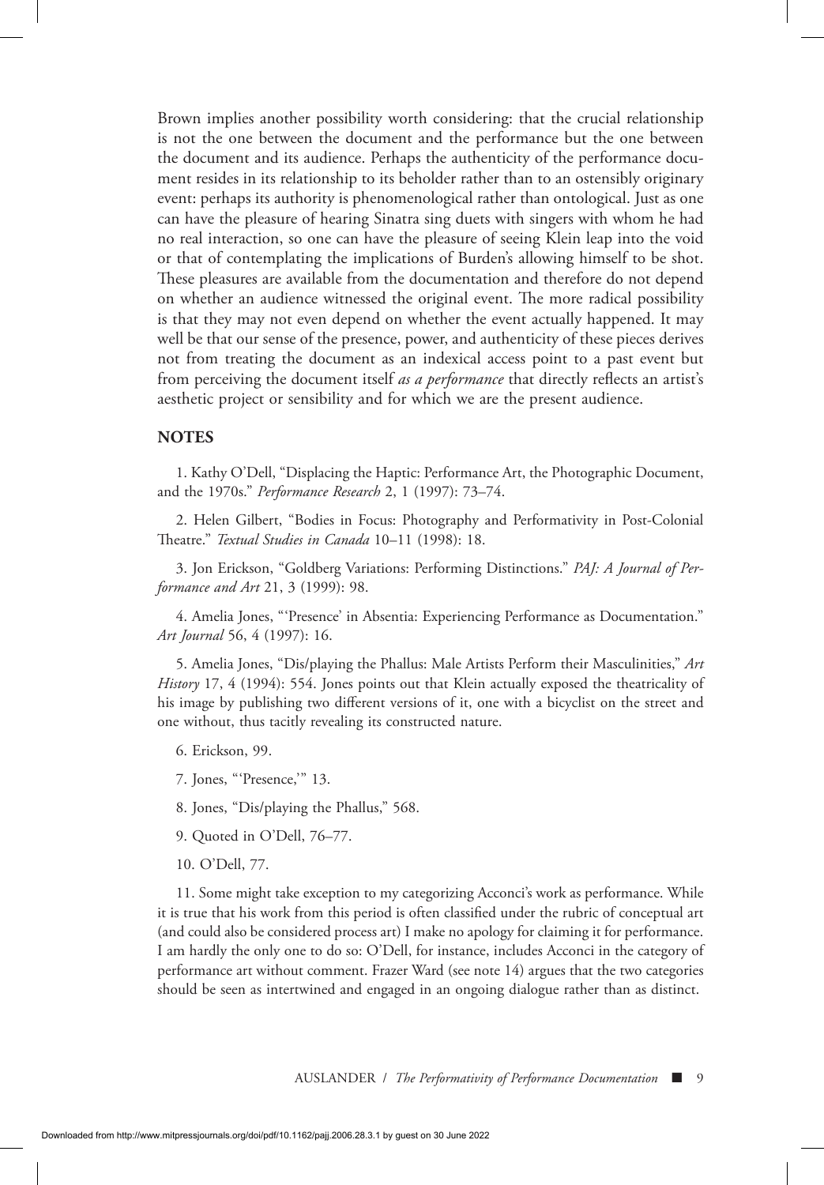Brown implies another possibility worth considering: that the crucial relationship is not the one between the document and the performance but the one between the document and its audience. Perhaps the authenticity of the performance document resides in its relationship to its beholder rather than to an ostensibly originary event: perhaps its authority is phenomenological rather than ontological. Just as one can have the pleasure of hearing Sinatra sing duets with singers with whom he had no real interaction, so one can have the pleasure of seeing Klein leap into the void or that of contemplating the implications of Burden's allowing himself to be shot. These pleasures are available from the documentation and therefore do not depend on whether an audience witnessed the original event. The more radical possibility is that they may not even depend on whether the event actually happened. It may well be that our sense of the presence, power, and authenticity of these pieces derives not from treating the document as an indexical access point to a past event but from perceiving the document itself *as a performance* that directly reflects an artist's aesthetic project or sensibility and for which we are the present audience.

## NOTES

1. Kathy O'Dell, "Displacing the Haptic: Performance Art, the Photographic Document, and the 1970s." *Performance Research* 2, 1 (1997): 73–74.

2. Helen Gilbert, "Bodies in Focus: Photography and Performativity in Post-Colonial Theatre." *Textual Studies in Canada* 10–11 (1998): 18.

3. Jon Erickson, "Goldberg Variations: Performing Distinctions." *PAJ: A Journal of Performance and Art* 21, 3 (1999): 98.

4. Amelia Jones, "'Presence' in Absentia: Experiencing Performance as Documentation." *Art Journal* 56, 4 (1997): 16.

5. Amelia Jones, "Dis/playing the Phallus: Male Artists Perform their Masculinities," *Art History* 17, 4 (1994): 554. Jones points out that Klein actually exposed the theatricality of his image by publishing two different versions of it, one with a bicyclist on the street and one without, thus tacitly revealing its constructed nature.

6. Erickson, 99.

7. Jones, "'Presence,'" 13.

8. Jones, "Dis/playing the Phallus," 568.

9. Quoted in O'Dell, 76–77.

10. O'Dell, 77.

11. Some might take exception to my categorizing Acconci's work as performance. While it is true that his work from this period is often classified under the rubric of conceptual art (and could also be considered process art) I make no apology for claiming it for performance. I am hardly the only one to do so: O'Dell, for instance, includes Acconci in the category of performance art without comment. Frazer Ward (see note 14) argues that the two categories should be seen as intertwined and engaged in an ongoing dialogue rather than as distinct.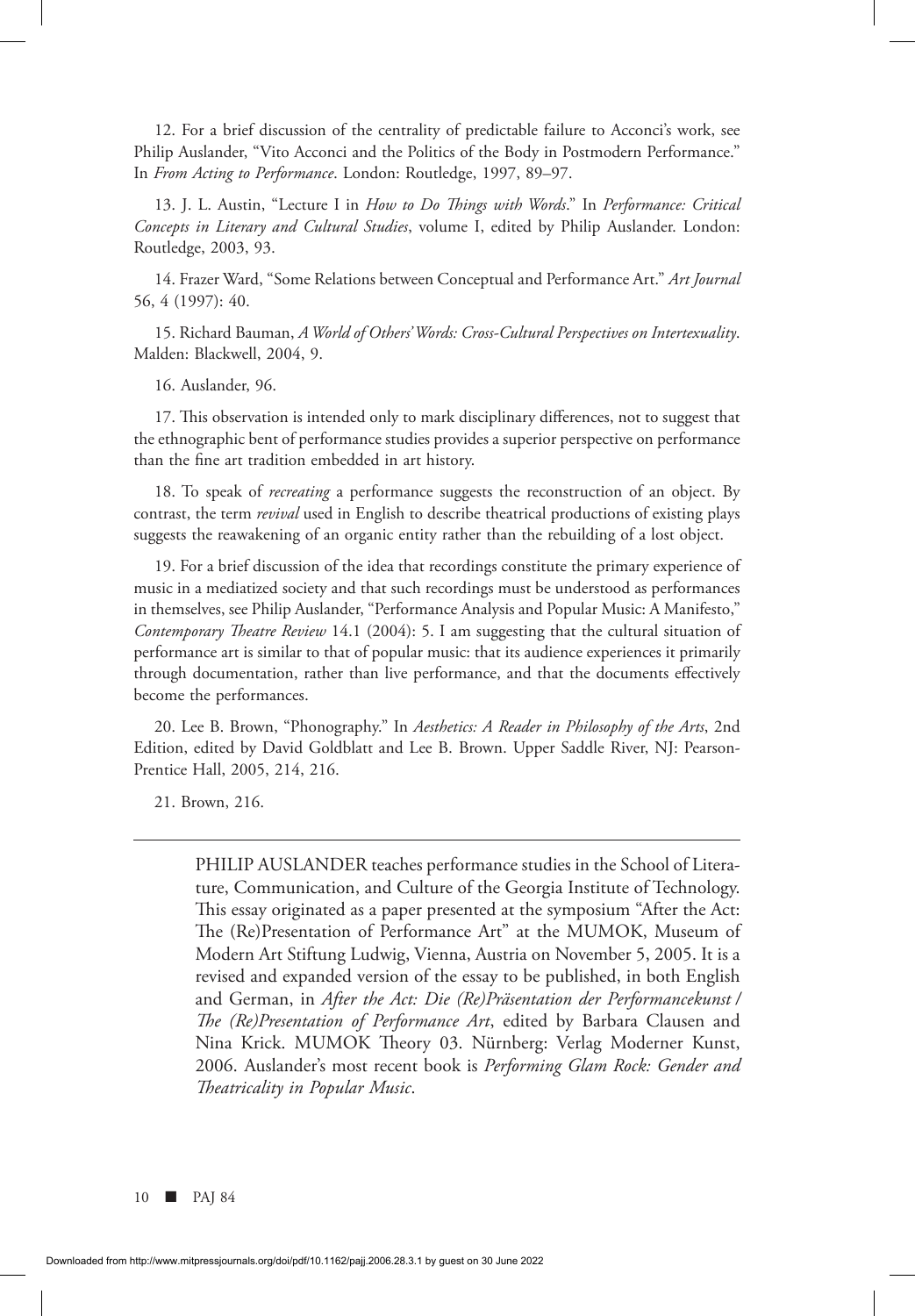12. For a brief discussion of the centrality of predictable failure to Acconci's work, see Philip Auslander, "Vito Acconci and the Politics of the Body in Postmodern Performance." In *From Acting to Performance*. London: Routledge, 1997, 89–97.

13. J. L. Austin, "Lecture I in *How to Do Things with Words*." In *Performance: Critical Concepts in Literary and Cultural Studies*, volume I, edited by Philip Auslander. London: Routledge, 2003, 93.

14. Frazer Ward, "Some Relations between Conceptual and Performance Art." *Art Journal* 56, 4 (1997): 40.

15. Richard Bauman, *A World of Others' Words: Cross-Cultural Perspectives on Intertexuality*. Malden: Blackwell, 2004, 9.

16. Auslander, 96.

17. This observation is intended only to mark disciplinary differences, not to suggest that the ethnographic bent of performance studies provides a superior perspective on performance than the fine art tradition embedded in art history.

18. To speak of *recreating* a performance suggests the reconstruction of an object. By contrast, the term *revival* used in English to describe theatrical productions of existing plays suggests the reawakening of an organic entity rather than the rebuilding of a lost object.

19. For a brief discussion of the idea that recordings constitute the primary experience of music in a mediatized society and that such recordings must be understood as performances in themselves, see Philip Auslander, "Performance Analysis and Popular Music: A Manifesto," *Contemporary Theatre Review* 14.1 (2004): 5. I am suggesting that the cultural situation of performance art is similar to that of popular music: that its audience experiences it primarily through documentation, rather than live performance, and that the documents effectively become the performances.

20. Lee B. Brown, "Phonography." In *Aesthetics: A Reader in Philosophy of the Arts*, 2nd Edition, edited by David Goldblatt and Lee B. Brown. Upper Saddle River, NJ: Pearson-Prentice Hall, 2005, 214, 216.

21. Brown, 216.

---

PHILIP AUSLANDER teaches performance studies in the School of Literature, Communication, and Culture of the Georgia Institute of Technology. This essay originated as a paper presented at the symposium "After the Act: The (Re)Presentation of Performance Art" at the MUMOK, Museum of Modern Art Stiftung Ludwig, Vienna, Austria on November 5, 2005. It is a revised and expanded version of the essay to be published, in both English and German, in *After the Act: Die (Re)Präsentation der Performancekunst / The (Re)Presentation of Performance Art*, edited by Barbara Clausen and Nina Krick. MUMOK Theory 03. Nürnberg: Verlag Moderner Kunst, 2006. Auslander's most recent book is *Performing Glam Rock: Gender and Theatricality in Popular Music*.